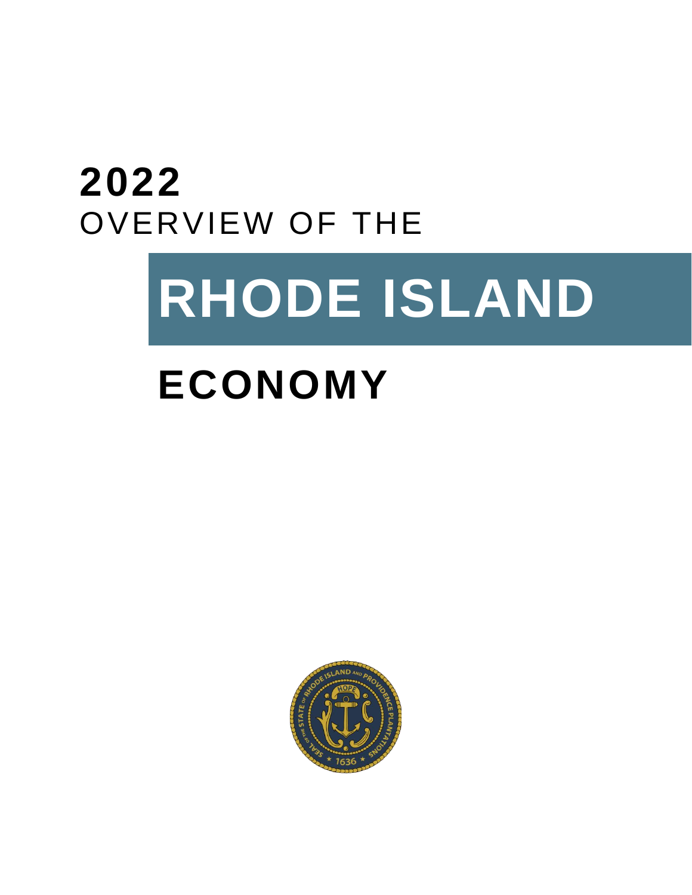# 2022

OVERVIEW OF THE

# RHODE ISLAND

# ECONOMY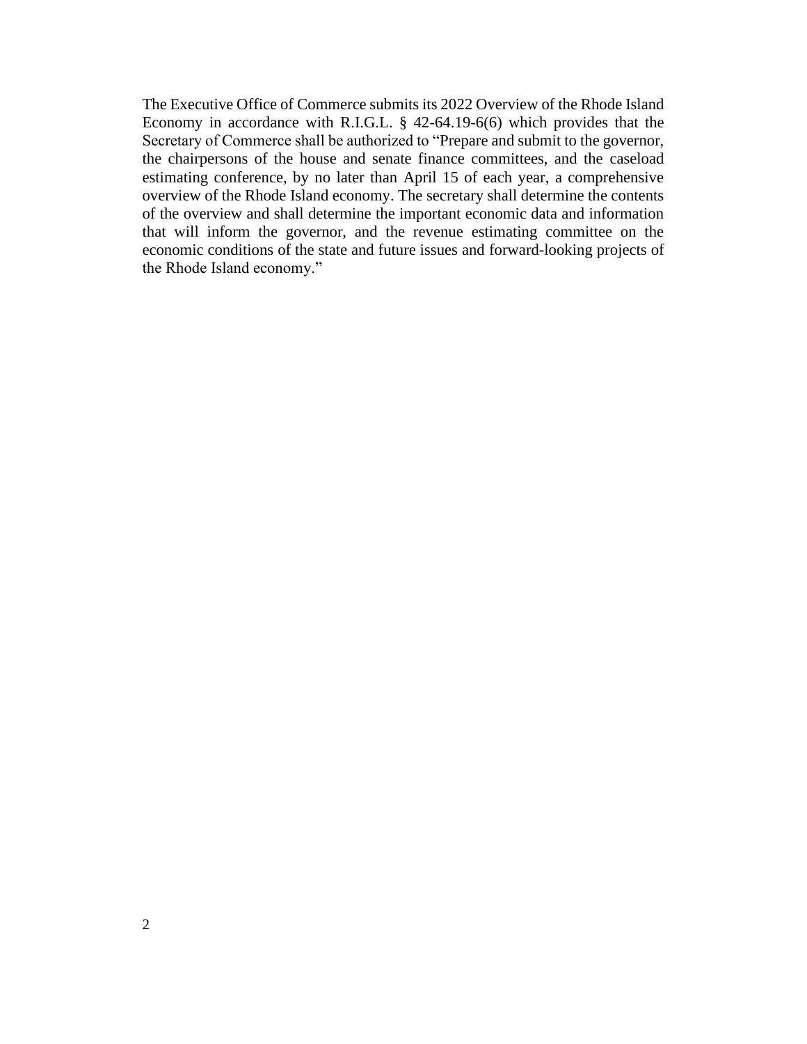The Executive Office of Commerce submits its 2022 Overview of the Rhode Island Economy in accordance with R.I.G.L. § 42-64.19-6(6) which provides that the Secretary of Commerce shall be authorized to "Prepare and submit to the governor, the chairpersons of the house and senate finance committees, and the caseload estimating conference, by no later than April 15 of each year, a comprehensive overview of the Rhode Island economy. The secretary shall determine the contents of the overview and shall determine the important economic data and information that will inform the governor, and the revenue estimating committee on the economic conditions of the state and future issues and forward-looking projects of the Rhode Island economy."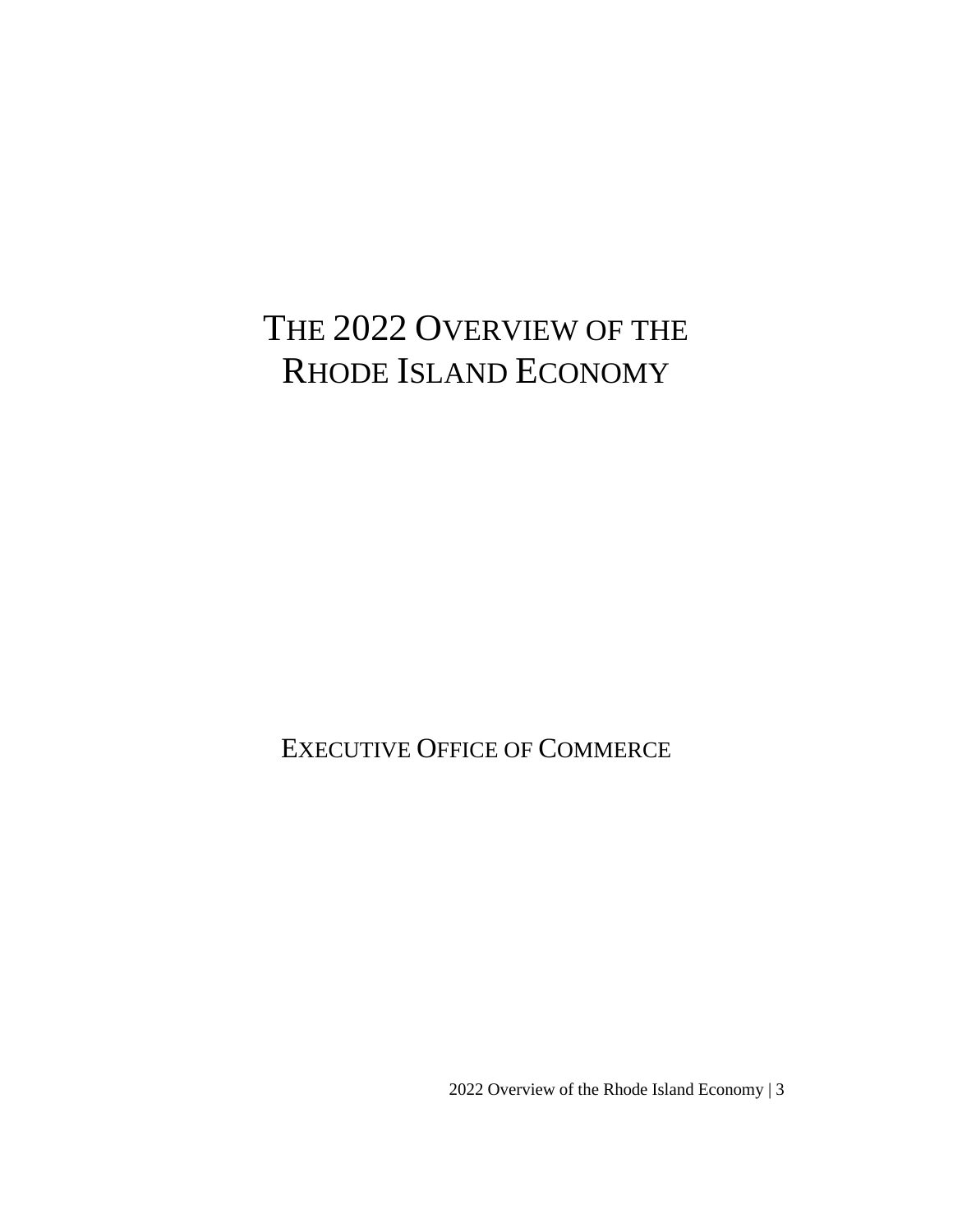# THE 2022 OVERVIEW OF THE RHODE ISLAND ECONOMY

EXECUTIVE OFFICE OF COMMERCE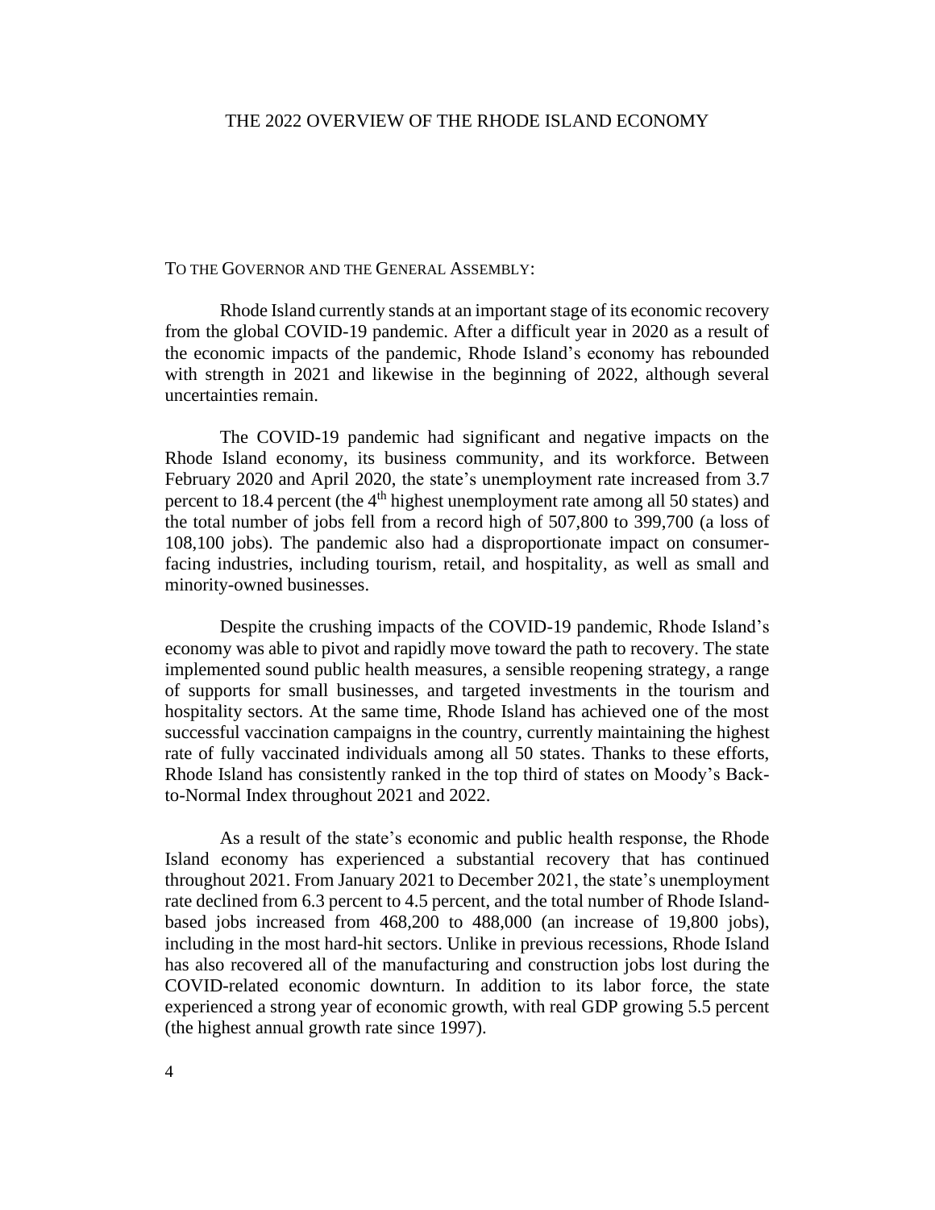# THE 2022 OVERVIEW OF THE RHODE ISLAND ECONOMY

TO THE GOVERNOR AND THE GENERAL ASSEMBLY:

Rhode Island currently stands at an important stage of its economic recovery from the global COVID-19 pandemic. After a difficult year in 2020 as a result of the economic impacts of the pandemic, Rhode Island's economy has rebounded with strength in 2021 and likewise in the beginning of 2022, although several uncertainties remain.

The COVID-19 pandemic had significant and negative impacts on the Rhode Island economy, its business community, and its workforce. Between February 2020 and April 2020, the state's unemployment rate increased from 3.7 percent to 18.4 percent (the 4th highest unemployment rate among all 50 states) and the total number of jobs fell from a record high of 507,800 to 399,700 (a loss of 108,100 jobs). The pandemic also had a disproportionate impact on consumer-facing industries, including tourism, retail, and hospitality, as well as small and minority-owned businesses.

Despite the crushing impacts of the COVID-19 pandemic, Rhode Island's economy was able to pivot and rapidly move toward the path to recovery. The state implemented sound public health measures, a sensible reopening strategy, a range of supports for small businesses, and targeted investments in the tourism and hospitality sectors. At the same time, Rhode Island has achieved one of the most successful vaccination campaigns in the country, currently maintaining the highest rate of fully vaccinated individuals among all 50 states. Thanks to these efforts, Rhode Island has consistently ranked in the top third of states on Moody's Back-to-Normal Index throughout 2021 and 2022.

As a result of the state's economic and public health response, the Rhode Island economy has experienced a substantial recovery that has continued throughout 2021. From January 2021 to December 2021, the state's unemployment rate declined from 6.3 percent to 4.5 percent, and the total number of Rhode Island-based jobs increased from 468,200 to 488,000 (an increase of 19,800 jobs), including in the most hard-hit sectors. Unlike in previous recessions, Rhode Island has also recovered all of the manufacturing and construction jobs lost during the COVID-related economic downturn. In addition to its labor force, the state experienced a strong year of economic growth, with real GDP growing 5.5 percent (the highest annual growth rate since 1997).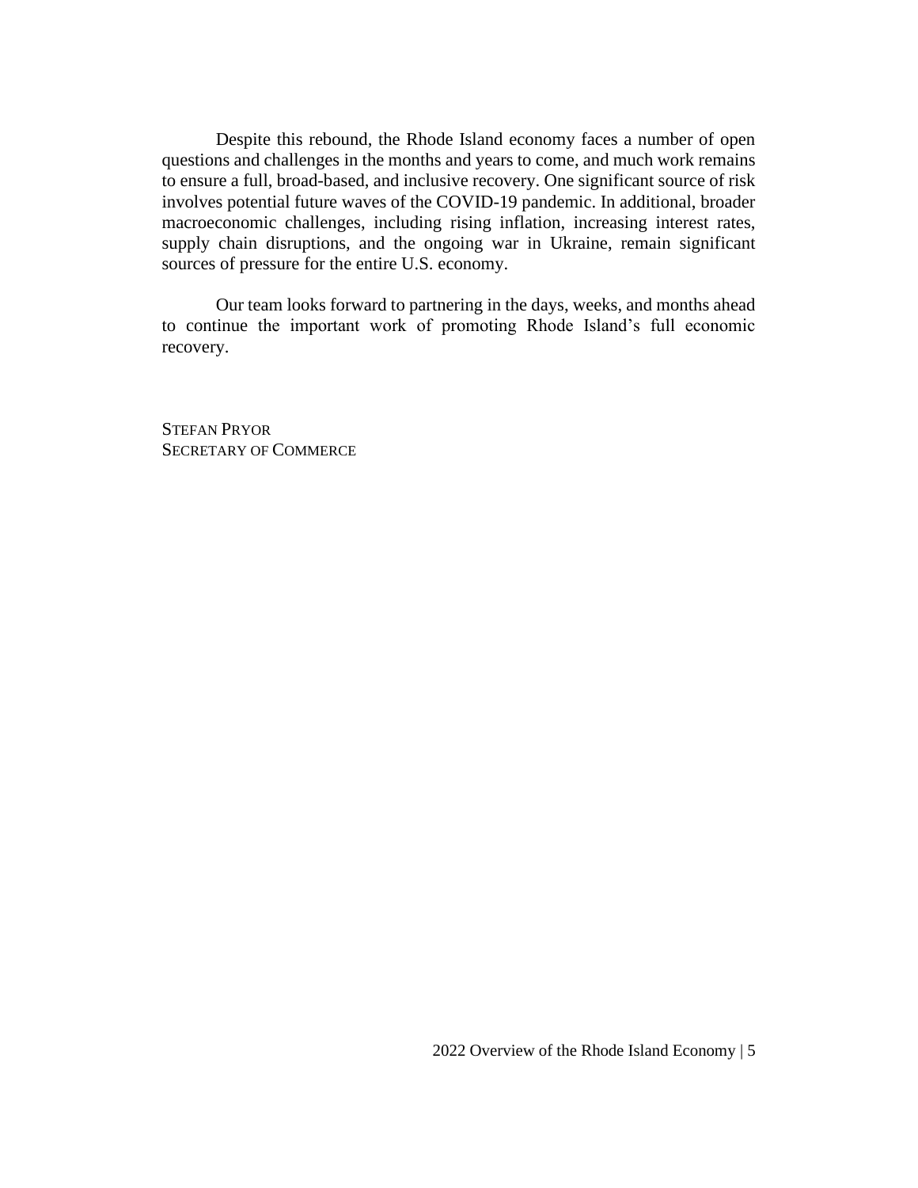Despite this rebound, the Rhode Island economy faces a number of open questions and challenges in the months and years to come, and much work remains to ensure a full, broad-based, and inclusive recovery. One significant source of risk involves potential future waves of the COVID-19 pandemic. In additional, broader macroeconomic challenges, including rising inflation, increasing interest rates, supply chain disruptions, and the ongoing war in Ukraine, remain significant sources of pressure for the entire U.S. economy.

Our team looks forward to partnering in the days, weeks, and months ahead to continue the important work of promoting Rhode Island's full economic recovery.

STEFAN PRYOR
SECRETARY OF COMMERCE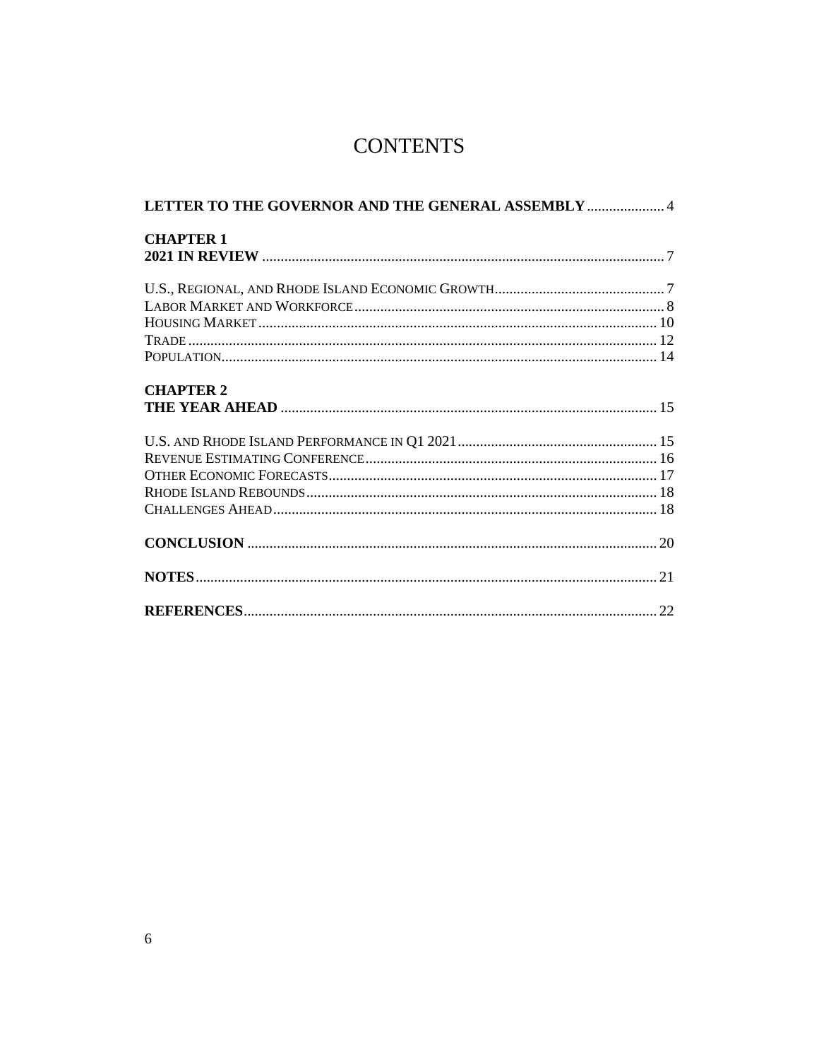# CONTENTS

**LETTER TO THE GOVERNOR AND THE GENERAL ASSEMBLY** ..................... 4

**CHAPTER 1**
**2021 IN REVIEW** ............................................................................................................ 7

U.S., REGIONAL, AND RHODE ISLAND ECONOMIC GROWTH............................................. 7
LABOR MARKET AND WORKFORCE.................................................................................. 8
HOUSING MARKET............................................................................................................ 10
TRADE .............................................................................................................................. 12
POPULATION..................................................................................................................... 14

**CHAPTER 2**
**THE YEAR AHEAD** ..................................................................................................... 15

U.S. AND RHODE ISLAND PERFORMANCE IN Q1 2021...................................................... 15
REVENUE ESTIMATING CONFERENCE.............................................................................. 16
OTHER ECONOMIC FORECASTS........................................................................................ 17
RHODE ISLAND REBOUNDS.............................................................................................. 18
CHALLENGES AHEAD........................................................................................................ 18

**CONCLUSION** .............................................................................................................. 20

**NOTES**............................................................................................................................ 21

**REFERENCES**............................................................................................................... 22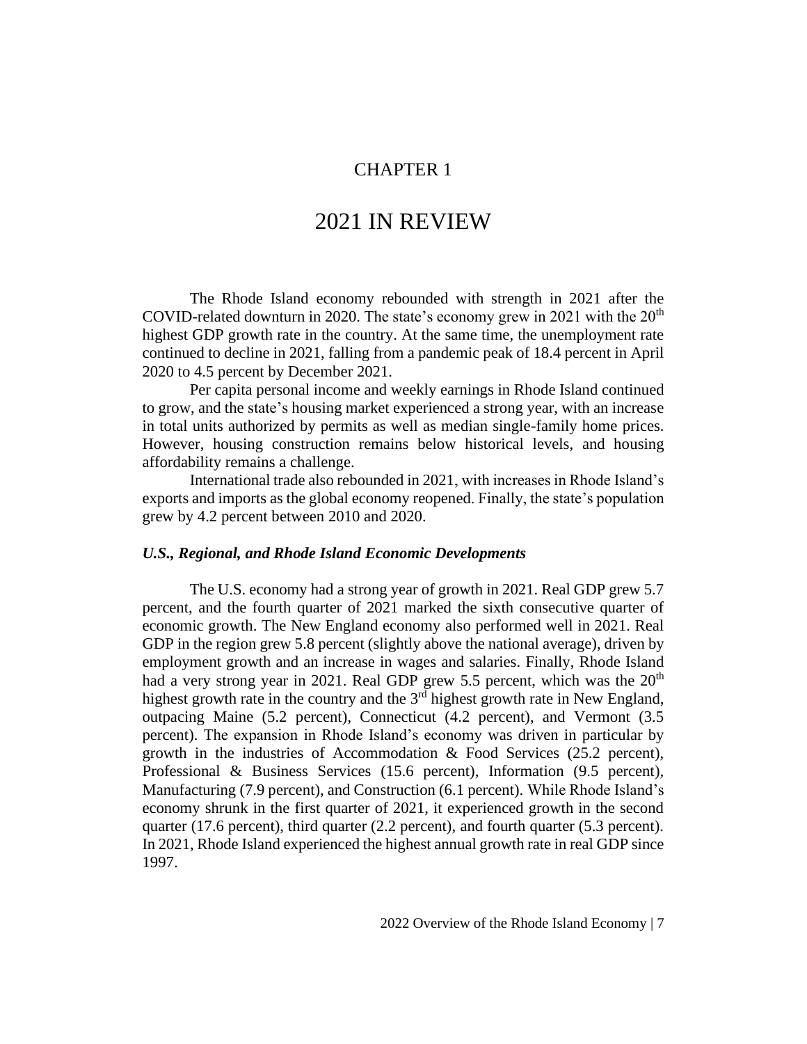# CHAPTER 1

# 2021 IN REVIEW

The Rhode Island economy rebounded with strength in 2021 after the COVID-related downturn in 2020. The state's economy grew in 2021 with the 20th highest GDP growth rate in the country. At the same time, the unemployment rate continued to decline in 2021, falling from a pandemic peak of 18.4 percent in April 2020 to 4.5 percent by December 2021.

Per capita personal income and weekly earnings in Rhode Island continued to grow, and the state's housing market experienced a strong year, with an increase in total units authorized by permits as well as median single-family home prices. However, housing construction remains below historical levels, and housing affordability remains a challenge.

International trade also rebounded in 2021, with increases in Rhode Island's exports and imports as the global economy reopened. Finally, the state's population grew by 4.2 percent between 2010 and 2020.

### *U.S., Regional, and Rhode Island Economic Developments*

The U.S. economy had a strong year of growth in 2021. Real GDP grew 5.7 percent, and the fourth quarter of 2021 marked the sixth consecutive quarter of economic growth. The New England economy also performed well in 2021. Real GDP in the region grew 5.8 percent (slightly above the national average), driven by employment growth and an increase in wages and salaries. Finally, Rhode Island had a very strong year in 2021. Real GDP grew 5.5 percent, which was the 20th highest growth rate in the country and the 3rd highest growth rate in New England, outpacing Maine (5.2 percent), Connecticut (4.2 percent), and Vermont (3.5 percent). The expansion in Rhode Island's economy was driven in particular by growth in the industries of Accommodation & Food Services (25.2 percent), Professional & Business Services (15.6 percent), Information (9.5 percent), Manufacturing (7.9 percent), and Construction (6.1 percent). While Rhode Island's economy shrunk in the first quarter of 2021, it experienced growth in the second quarter (17.6 percent), third quarter (2.2 percent), and fourth quarter (5.3 percent). In 2021, Rhode Island experienced the highest annual growth rate in real GDP since 1997.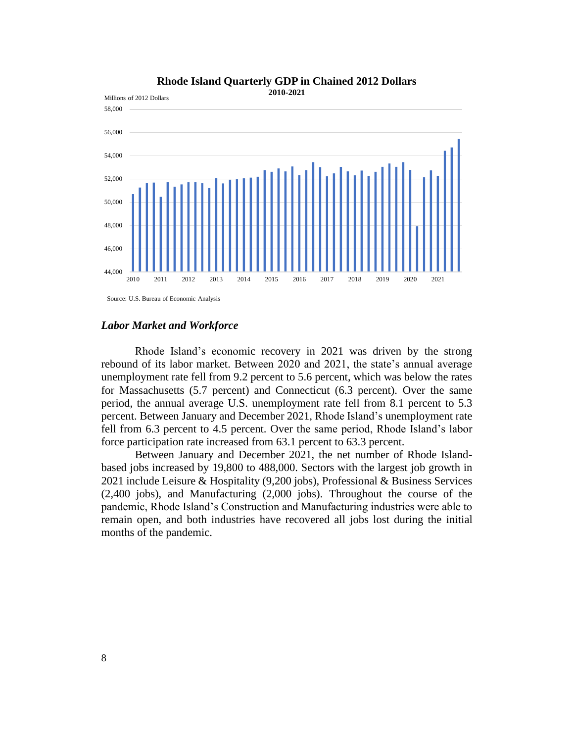**Rhode Island Quarterly GDP in Chained 2012 Dollars**

**2010-2021**

Millions of 2012 Dollars

Source: U.S. Bureau of Economic Analysis

### *Labor Market and Workforce*

Rhode Island's economic recovery in 2021 was driven by the strong rebound of its labor market. Between 2020 and 2021, the state's annual average unemployment rate fell from 9.2 percent to 5.6 percent, which was below the rates for Massachusetts (5.7 percent) and Connecticut (6.3 percent). Over the same period, the annual average U.S. unemployment rate fell from 8.1 percent to 5.3 percent. Between January and December 2021, Rhode Island's unemployment rate fell from 6.3 percent to 4.5 percent. Over the same period, Rhode Island's labor force participation rate increased from 63.1 percent to 63.3 percent.

Between January and December 2021, the net number of Rhode Island-based jobs increased by 19,800 to 488,000. Sectors with the largest job growth in 2021 include Leisure & Hospitality (9,200 jobs), Professional & Business Services (2,400 jobs), and Manufacturing (2,000 jobs). Throughout the course of the pandemic, Rhode Island's Construction and Manufacturing industries were able to remain open, and both industries have recovered all jobs lost during the initial months of the pandemic.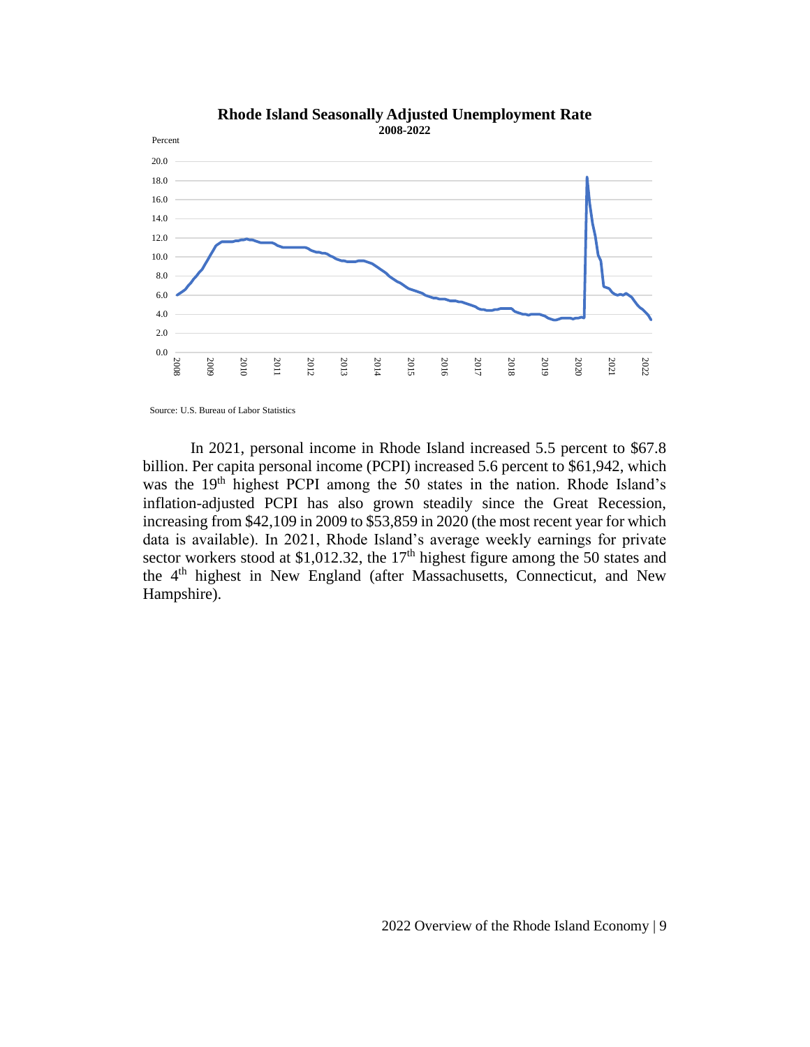**Rhode Island Seasonally Adjusted Unemployment Rate**
**2008-2022**

Source: U.S. Bureau of Labor Statistics

In 2021, personal income in Rhode Island increased 5.5 percent to $67.8 billion. Per capita personal income (PCPI) increased 5.6 percent to $61,942, which was the 19th highest PCPI among the 50 states in the nation. Rhode Island's inflation-adjusted PCPI has also grown steadily since the Great Recession, increasing from $42,109 in 2009 to $53,859 in 2020 (the most recent year for which data is available). In 2021, Rhode Island's average weekly earnings for private sector workers stood at $1,012.32, the 17th highest figure among the 50 states and the 4th highest in New England (after Massachusetts, Connecticut, and New Hampshire).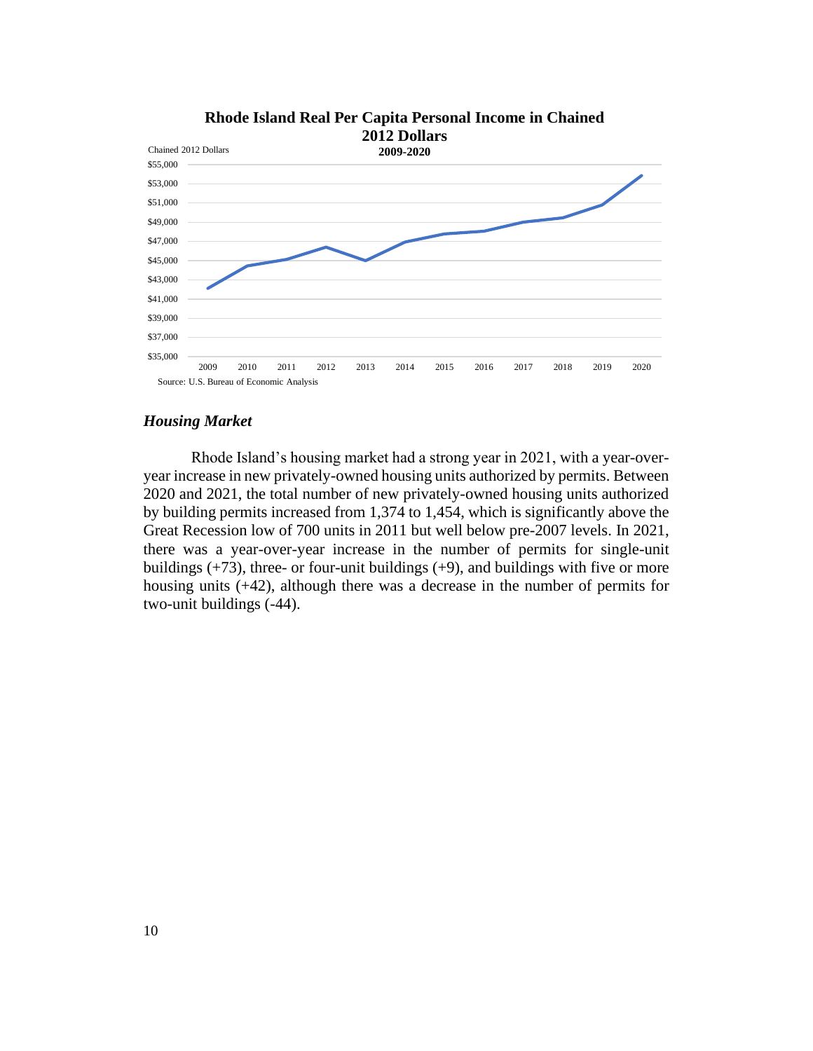**Rhode Island Real Per Capita Personal Income in Chained 2012 Dollars**

**2009-2020**

Chained 2012 Dollars

Source: U.S. Bureau of Economic Analysis

### *Housing Market*

Rhode Island's housing market had a strong year in 2021, with a year-over-year increase in new privately-owned housing units authorized by permits. Between 2020 and 2021, the total number of new privately-owned housing units authorized by building permits increased from 1,374 to 1,454, which is significantly above the Great Recession low of 700 units in 2011 but well below pre-2007 levels. In 2021, there was a year-over-year increase in the number of permits for single-unit buildings (+73), three- or four-unit buildings (+9), and buildings with five or more housing units (+42), although there was a decrease in the number of permits for two-unit buildings (-44).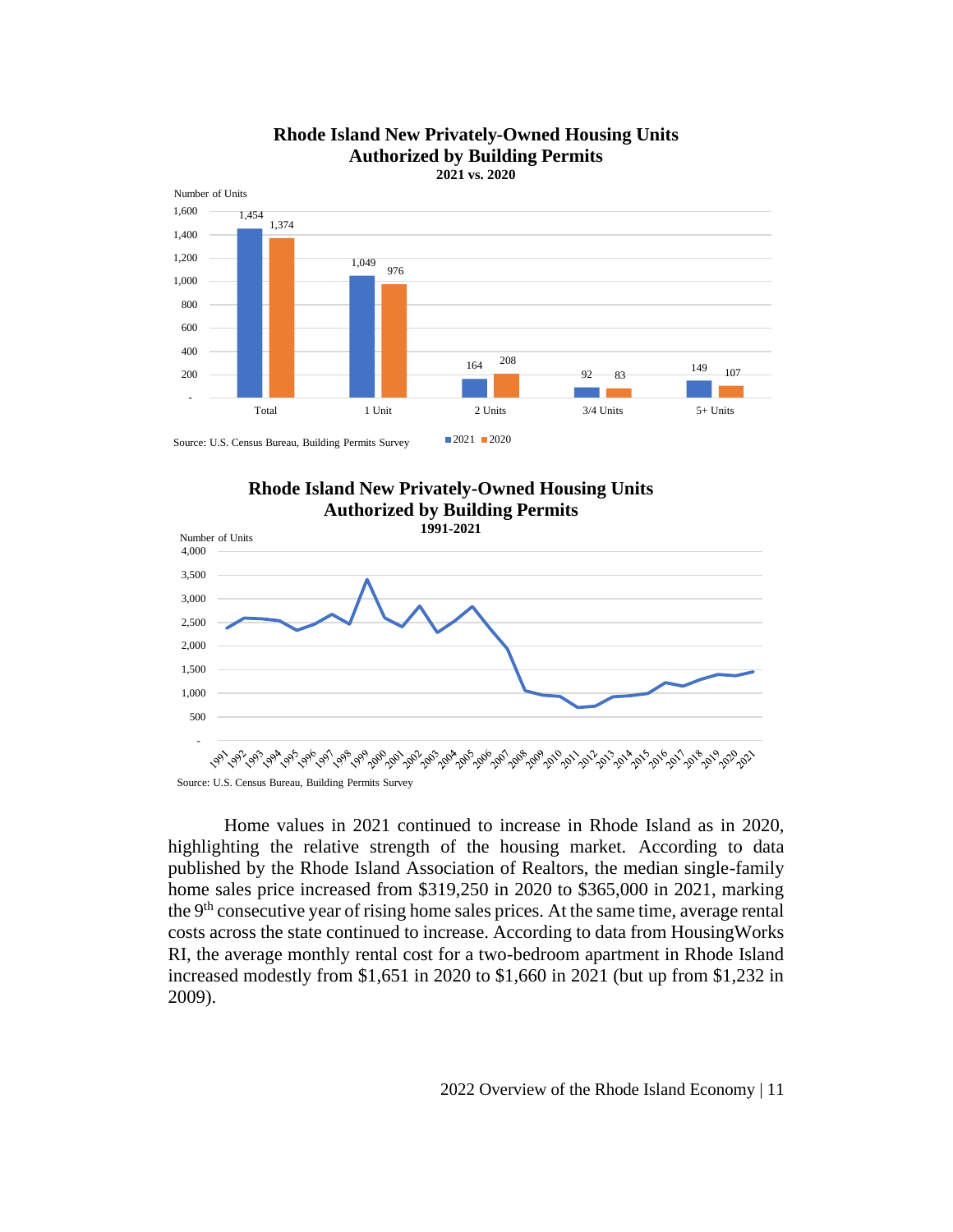**Rhode Island New Privately-Owned Housing Units Authorized by Building Permits**
**2021 vs. 2020**

Number of Units

| | 2021 | 2020 |
|---|---|---|
| Total | 1,454 | 1,374 |
| 1 Unit | 1,049 | 976 |
| 2 Units | 164 | 208 |
| 3/4 Units | 92 | 83 |
| 5+ Units | 149 | 107 |

Source: U.S. Census Bureau, Building Permits Survey

**Rhode Island New Privately-Owned Housing Units Authorized by Building Permits**
**1991-2021**

Source: U.S. Census Bureau, Building Permits Survey

Home values in 2021 continued to increase in Rhode Island as in 2020, highlighting the relative strength of the housing market. According to data published by the Rhode Island Association of Realtors, the median single-family home sales price increased from $319,250 in 2020 to $365,000 in 2021, marking the 9th consecutive year of rising home sales prices. At the same time, average rental costs across the state continued to increase. According to data from HousingWorks RI, the average monthly rental cost for a two-bedroom apartment in Rhode Island increased modestly from $1,651 in 2020 to $1,660 in 2021 (but up from $1,232 in 2009).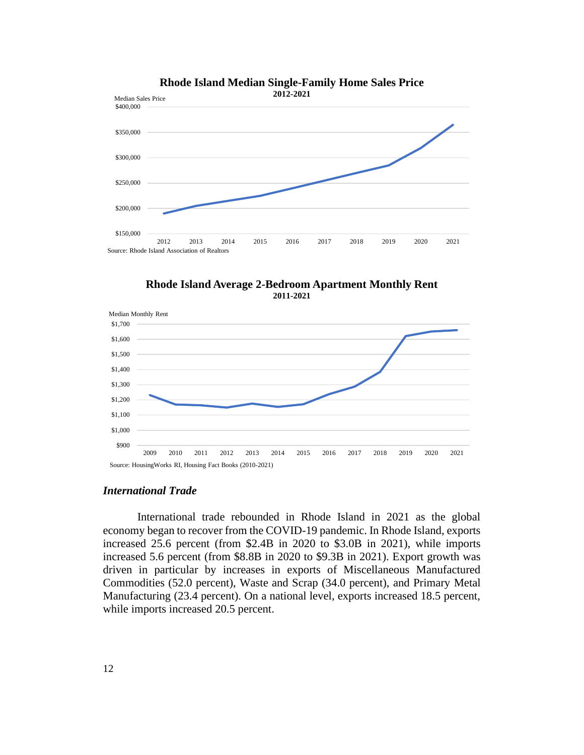**Rhode Island Median Single-Family Home Sales Price**
**2012-2021**

Source: Rhode Island Association of Realtors

**Rhode Island Average 2-Bedroom Apartment Monthly Rent**
**2011-2021**

Source: HousingWorks RI, Housing Fact Books (2010-2021)

### *International Trade*

International trade rebounded in Rhode Island in 2021 as the global economy began to recover from the COVID-19 pandemic. In Rhode Island, exports increased 25.6 percent (from $2.4B in 2020 to $3.0B in 2021), while imports increased 5.6 percent (from $8.8B in 2020 to $9.3B in 2021). Export growth was driven in particular by increases in exports of Miscellaneous Manufactured Commodities (52.0 percent), Waste and Scrap (34.0 percent), and Primary Metal Manufacturing (23.4 percent). On a national level, exports increased 18.5 percent, while imports increased 20.5 percent.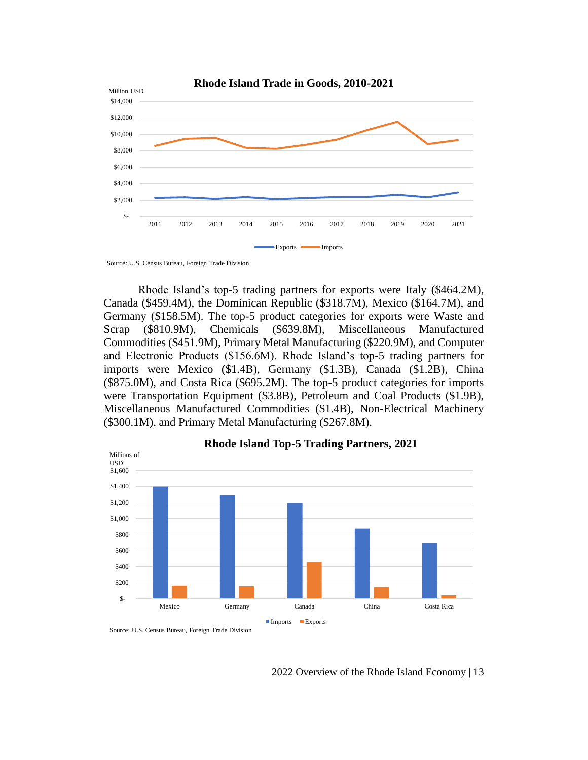**Rhode Island Trade in Goods, 2010-2021**

Source: U.S. Census Bureau, Foreign Trade Division

Rhode Island's top-5 trading partners for exports were Italy ($464.2M), Canada ($459.4M), the Dominican Republic ($318.7M), Mexico ($164.7M), and Germany ($158.5M). The top-5 product categories for exports were Waste and Scrap ($810.9M), Chemicals ($639.8M), Miscellaneous Manufactured Commodities ($451.9M), Primary Metal Manufacturing ($220.9M), and Computer and Electronic Products ($156.6M). Rhode Island's top-5 trading partners for imports were Mexico ($1.4B), Germany ($1.3B), Canada ($1.2B), China ($875.0M), and Costa Rica ($695.2M). The top-5 product categories for imports were Transportation Equipment ($3.8B), Petroleum and Coal Products ($1.9B), Miscellaneous Manufactured Commodities ($1.4B), Non-Electrical Machinery ($300.1M), and Primary Metal Manufacturing ($267.8M).

**Rhode Island Top-5 Trading Partners, 2021**

Source: U.S. Census Bureau, Foreign Trade Division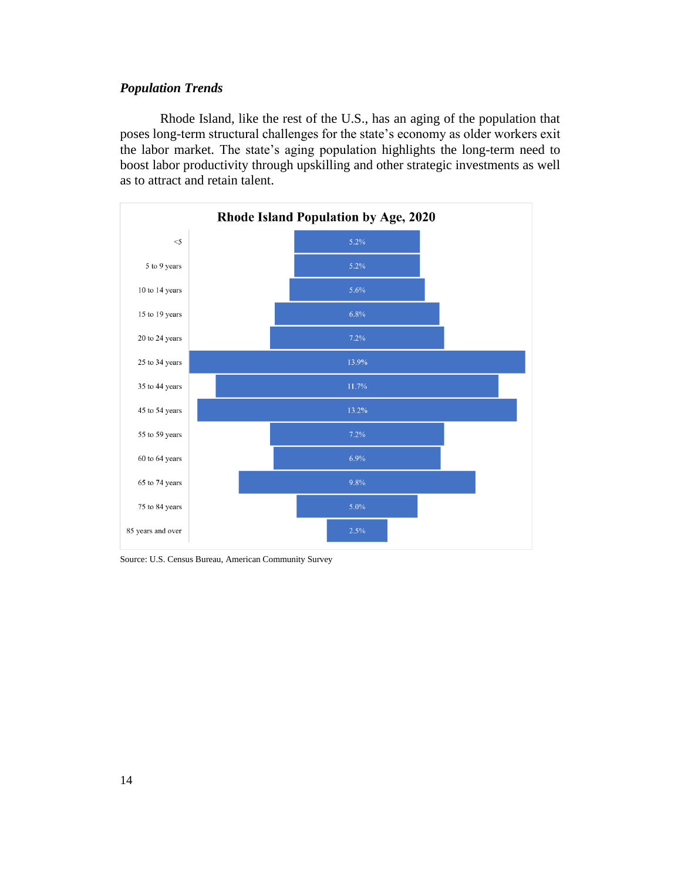### *Population Trends*

Rhode Island, like the rest of the U.S., has an aging of the population that poses long-term structural challenges for the state's economy as older workers exit the labor market. The state's aging population highlights the long-term need to boost labor productivity through upskilling and other strategic investments as well as to attract and retain talent.

**Rhode Island Population by Age, 2020**

| Age Group | Share of Population |
|---|---|
| <5 | 5.2% |
| 5 to 9 years | 5.2% |
| 10 to 14 years | 5.6% |
| 15 to 19 years | 6.8% |
| 20 to 24 years | 7.2% |
| 25 to 34 years | 13.9% |
| 35 to 44 years | 11.7% |
| 45 to 54 years | 13.2% |
| 55 to 59 years | 7.2% |
| 60 to 64 years | 6.9% |
| 65 to 74 years | 9.8% |
| 75 to 84 years | 5.0% |
| 85 years and over | 2.5% |

Source: U.S. Census Bureau, American Community Survey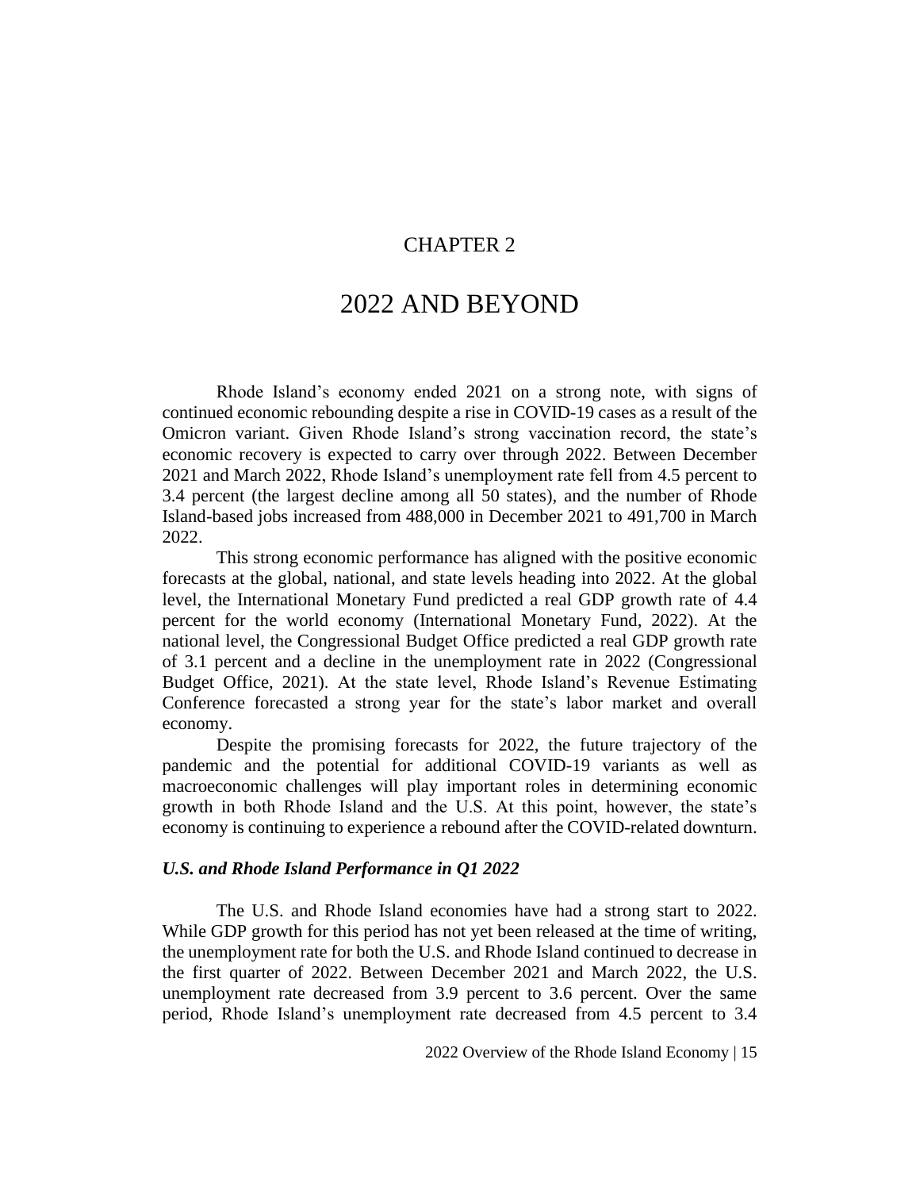# CHAPTER 2

# 2022 AND BEYOND

Rhode Island's economy ended 2021 on a strong note, with signs of continued economic rebounding despite a rise in COVID-19 cases as a result of the Omicron variant. Given Rhode Island's strong vaccination record, the state's economic recovery is expected to carry over through 2022. Between December 2021 and March 2022, Rhode Island's unemployment rate fell from 4.5 percent to 3.4 percent (the largest decline among all 50 states), and the number of Rhode Island-based jobs increased from 488,000 in December 2021 to 491,700 in March 2022.

This strong economic performance has aligned with the positive economic forecasts at the global, national, and state levels heading into 2022. At the global level, the International Monetary Fund predicted a real GDP growth rate of 4.4 percent for the world economy (International Monetary Fund, 2022). At the national level, the Congressional Budget Office predicted a real GDP growth rate of 3.1 percent and a decline in the unemployment rate in 2022 (Congressional Budget Office, 2021). At the state level, Rhode Island's Revenue Estimating Conference forecasted a strong year for the state's labor market and overall economy.

Despite the promising forecasts for 2022, the future trajectory of the pandemic and the potential for additional COVID-19 variants as well as macroeconomic challenges will play important roles in determining economic growth in both Rhode Island and the U.S. At this point, however, the state's economy is continuing to experience a rebound after the COVID-related downturn.

### *U.S. and Rhode Island Performance in Q1 2022*

The U.S. and Rhode Island economies have had a strong start to 2022. While GDP growth for this period has not yet been released at the time of writing, the unemployment rate for both the U.S. and Rhode Island continued to decrease in the first quarter of 2022. Between December 2021 and March 2022, the U.S. unemployment rate decreased from 3.9 percent to 3.6 percent. Over the same period, Rhode Island's unemployment rate decreased from 4.5 percent to 3.4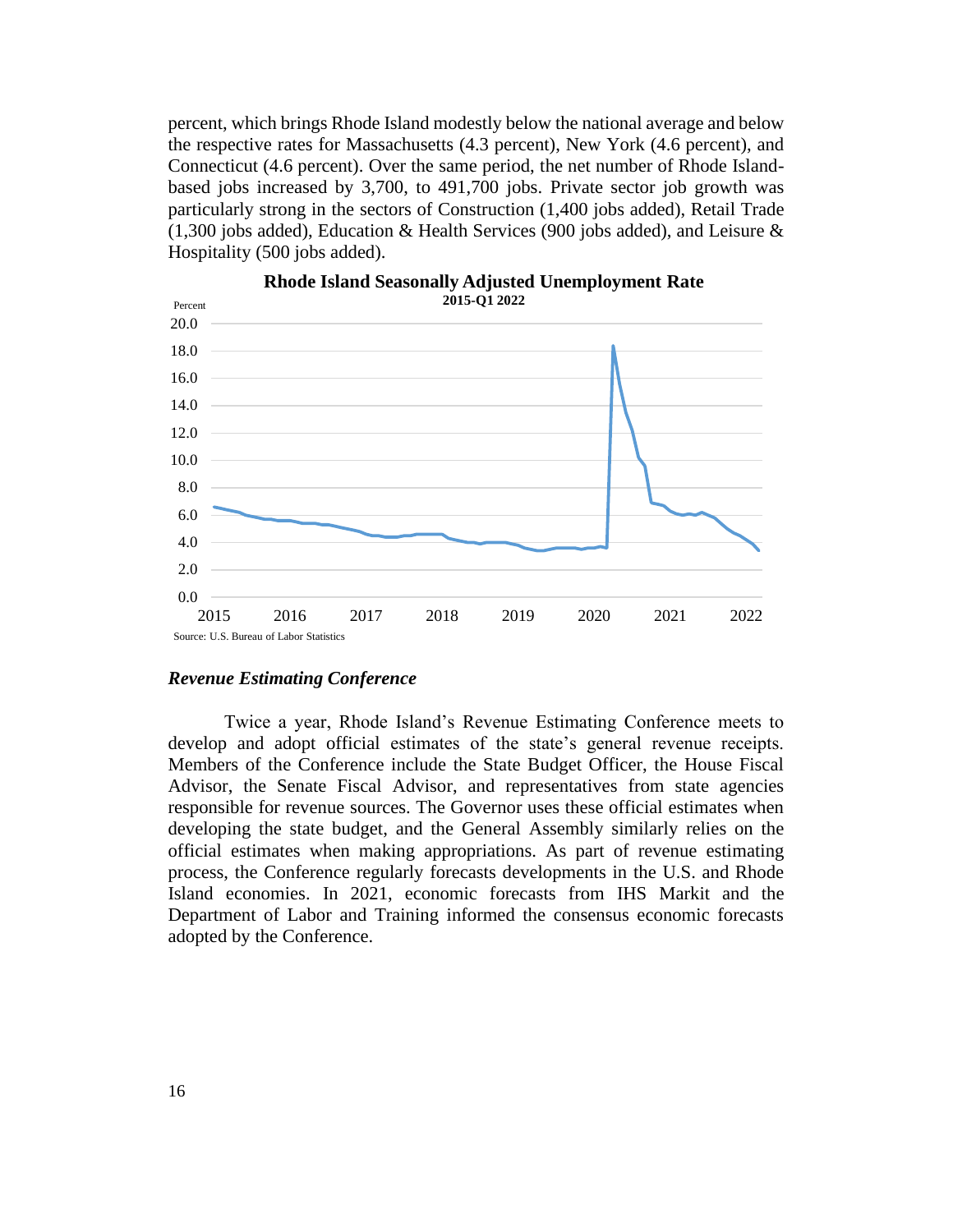percent, which brings Rhode Island modestly below the national average and below the respective rates for Massachusetts (4.3 percent), New York (4.6 percent), and Connecticut (4.6 percent). Over the same period, the net number of Rhode Island-based jobs increased by 3,700, to 491,700 jobs. Private sector job growth was particularly strong in the sectors of Construction (1,400 jobs added), Retail Trade (1,300 jobs added), Education & Health Services (900 jobs added), and Leisure & Hospitality (500 jobs added).

**Rhode Island Seasonally Adjusted Unemployment Rate**
**2015-Q1 2022**

Source: U.S. Bureau of Labor Statistics

### *Revenue Estimating Conference*

Twice a year, Rhode Island's Revenue Estimating Conference meets to develop and adopt official estimates of the state's general revenue receipts. Members of the Conference include the State Budget Officer, the House Fiscal Advisor, the Senate Fiscal Advisor, and representatives from state agencies responsible for revenue sources. The Governor uses these official estimates when developing the state budget, and the General Assembly similarly relies on the official estimates when making appropriations. As part of revenue estimating process, the Conference regularly forecasts developments in the U.S. and Rhode Island economies. In 2021, economic forecasts from IHS Markit and the Department of Labor and Training informed the consensus economic forecasts adopted by the Conference.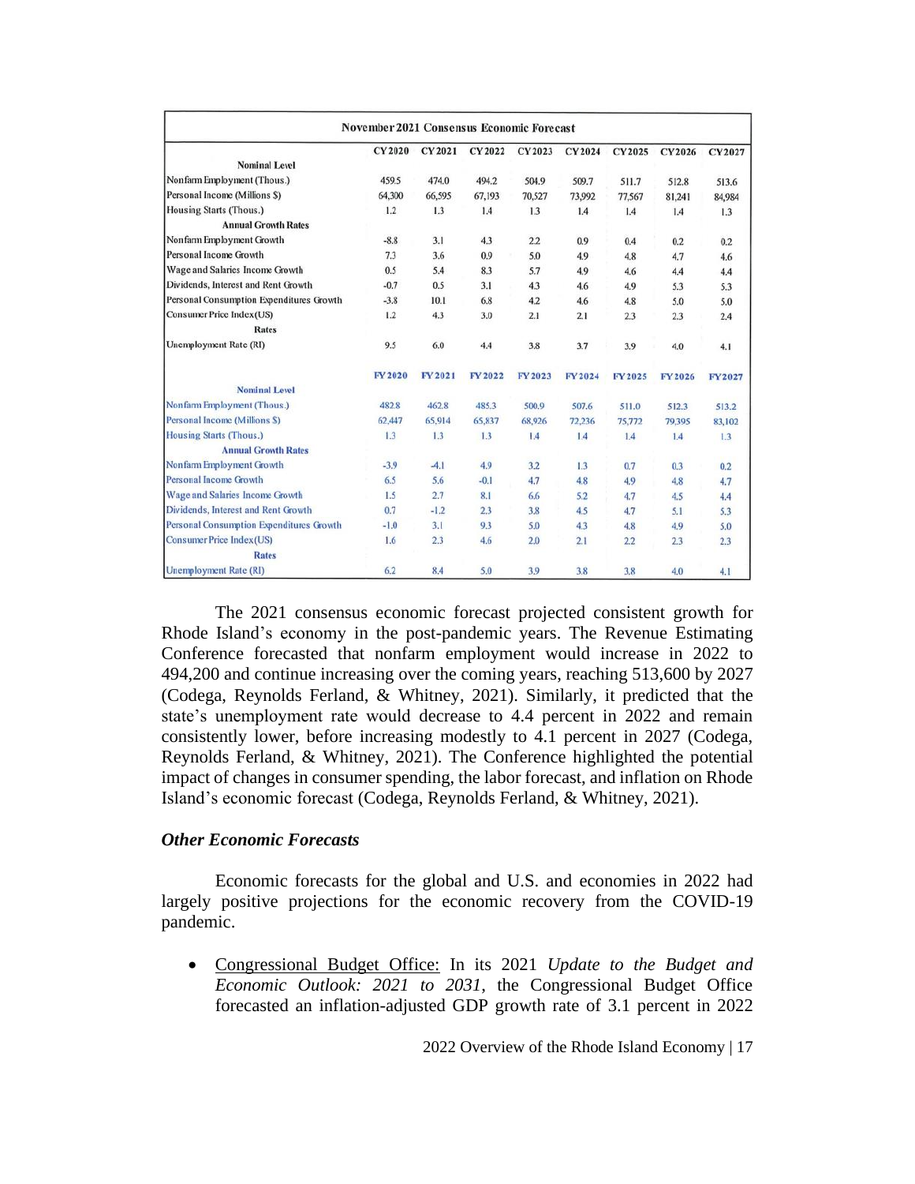| November 2021 Consensus Economic Forecast | | | | | | | | |
|---|---|---|---|---|---|---|---|---|
| | CY 2020 | CY 2021 | CY 2022 | CY 2023 | CY 2024 | CY 2025 | CY 2026 | CY 2027 |
| **Nominal Level** | | | | | | | | |
| Nonfarm Employment (Thous.) | 459.5 | 474.0 | 494.2 | 504.9 | 509.7 | 511.7 | 512.8 | 513.6 |
| Personal Income (Millions $) | 64,300 | 66,595 | 67,193 | 70,527 | 73,992 | 77,567 | 81,241 | 84,984 |
| Housing Starts (Thous.) | 1.2 | 1.3 | 1.4 | 1.3 | 1.4 | 1.4 | 1.4 | 1.3 |
| **Annual Growth Rates** | | | | | | | | |
| Nonfarm Employment Growth | -8.8 | 3.1 | 4.3 | 2.2 | 0.9 | 0.4 | 0.2 | 0.2 |
| Personal Income Growth | 7.3 | 3.6 | 0.9 | 5.0 | 4.9 | 4.8 | 4.7 | 4.6 |
| Wage and Salaries Income Growth | 0.5 | 5.4 | 8.3 | 5.7 | 4.9 | 4.6 | 4.4 | 4.4 |
| Dividends, Interest and Rent Growth | -0.7 | 0.5 | 3.1 | 4.3 | 4.6 | 4.9 | 5.3 | 5.3 |
| Personal Consumption Expenditures Growth | -3.8 | 10.1 | 6.8 | 4.2 | 4.6 | 4.8 | 5.0 | 5.0 |
| Consumer Price Index(US) | 1.2 | 4.3 | 3.0 | 2.1 | 2.1 | 2.3 | 2.3 | 2.4 |
| **Rates** | | | | | | | | |
| Unemployment Rate (RI) | 9.5 | 6.0 | 4.4 | 3.8 | 3.7 | 3.9 | 4.0 | 4.1 |
| | FY 2020 | FY 2021 | FY 2022 | FY 2023 | FY 2024 | FY 2025 | FY 2026 | FY 2027 |
| **Nominal Level** | | | | | | | | |
| Nonfarm Employment (Thous.) | 482.8 | 462.8 | 485.3 | 500.9 | 507.6 | 511.0 | 512.3 | 513.2 |
| Personal Income (Millions $) | 62,447 | 65,914 | 65,837 | 68,926 | 72,236 | 75,772 | 79,395 | 83,102 |
| Housing Starts (Thous.) | 1.3 | 1.3 | 1.3 | 1.4 | 1.4 | 1.4 | 1.4 | 1.3 |
| **Annual Growth Rates** | | | | | | | | |
| Nonfarm Employment Growth | -3.9 | -4.1 | 4.9 | 3.2 | 1.3 | 0.7 | 0.3 | 0.2 |
| Personal Income Growth | 6.5 | 5.6 | -0.1 | 4.7 | 4.8 | 4.9 | 4.8 | 4.7 |
| Wage and Salaries Income Growth | 1.5 | 2.7 | 8.1 | 6.6 | 5.2 | 4.7 | 4.5 | 4.4 |
| Dividends, Interest and Rent Growth | 0.7 | -1.2 | 2.3 | 3.8 | 4.5 | 4.7 | 5.1 | 5.3 |
| Personal Consumption Expenditures Growth | -1.0 | 3.1 | 9.3 | 5.0 | 4.3 | 4.8 | 4.9 | 5.0 |
| Consumer Price Index(US) | 1.6 | 2.3 | 4.6 | 2.0 | 2.1 | 2.2 | 2.3 | 2.3 |
| **Rates** | | | | | | | | |
| Unemployment Rate (RI) | 6.2 | 8.4 | 5.0 | 3.9 | 3.8 | 3.8 | 4.0 | 4.1 |

The 2021 consensus economic forecast projected consistent growth for Rhode Island's economy in the post-pandemic years. The Revenue Estimating Conference forecasted that nonfarm employment would increase in 2022 to 494,200 and continue increasing over the coming years, reaching 513,600 by 2027 (Codega, Reynolds Ferland, & Whitney, 2021). Similarly, it predicted that the state's unemployment rate would decrease to 4.4 percent in 2022 and remain consistently lower, before increasing modestly to 4.1 percent in 2027 (Codega, Reynolds Ferland, & Whitney, 2021). The Conference highlighted the potential impact of changes in consumer spending, the labor forecast, and inflation on Rhode Island's economic forecast (Codega, Reynolds Ferland, & Whitney, 2021).

### *Other Economic Forecasts*

Economic forecasts for the global and U.S. and economies in 2022 had largely positive projections for the economic recovery from the COVID-19 pandemic.

- Congressional Budget Office: In its 2021 *Update to the Budget and Economic Outlook: 2021 to 2031*, the Congressional Budget Office forecasted an inflation-adjusted GDP growth rate of 3.1 percent in 2022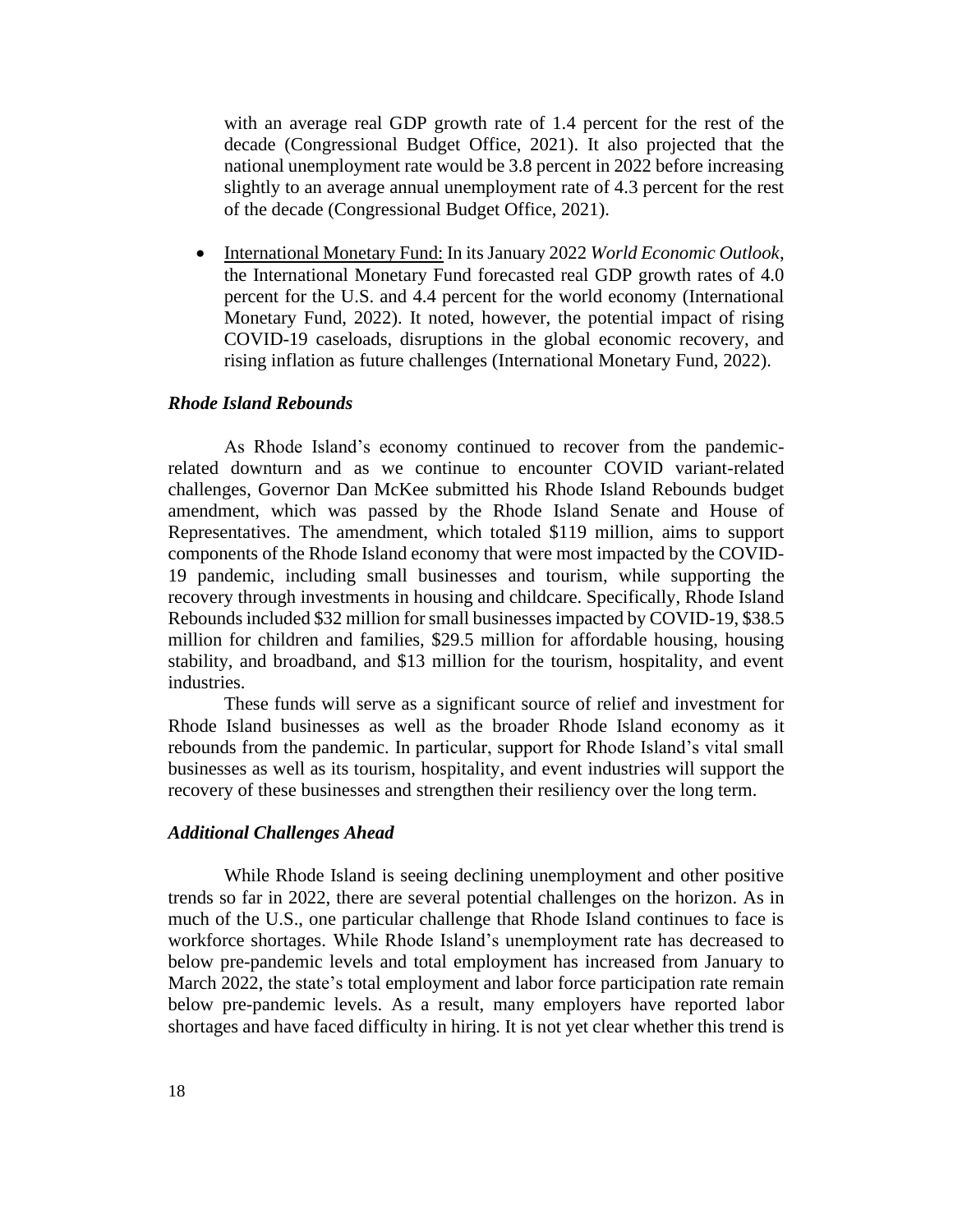with an average real GDP growth rate of 1.4 percent for the rest of the decade (Congressional Budget Office, 2021). It also projected that the national unemployment rate would be 3.8 percent in 2022 before increasing slightly to an average annual unemployment rate of 4.3 percent for the rest of the decade (Congressional Budget Office, 2021).

- International Monetary Fund: In its January 2022 *World Economic Outlook*, the International Monetary Fund forecasted real GDP growth rates of 4.0 percent for the U.S. and 4.4 percent for the world economy (International Monetary Fund, 2022). It noted, however, the potential impact of rising COVID-19 caseloads, disruptions in the global economic recovery, and rising inflation as future challenges (International Monetary Fund, 2022).

### *Rhode Island Rebounds*

As Rhode Island's economy continued to recover from the pandemic-related downturn and as we continue to encounter COVID variant-related challenges, Governor Dan McKee submitted his Rhode Island Rebounds budget amendment, which was passed by the Rhode Island Senate and House of Representatives. The amendment, which totaled $119 million, aims to support components of the Rhode Island economy that were most impacted by the COVID-19 pandemic, including small businesses and tourism, while supporting the recovery through investments in housing and childcare. Specifically, Rhode Island Rebounds included $32 million for small businesses impacted by COVID-19, $38.5 million for children and families, $29.5 million for affordable housing, housing stability, and broadband, and $13 million for the tourism, hospitality, and event industries.

These funds will serve as a significant source of relief and investment for Rhode Island businesses as well as the broader Rhode Island economy as it rebounds from the pandemic. In particular, support for Rhode Island's vital small businesses as well as its tourism, hospitality, and event industries will support the recovery of these businesses and strengthen their resiliency over the long term.

### *Additional Challenges Ahead*

While Rhode Island is seeing declining unemployment and other positive trends so far in 2022, there are several potential challenges on the horizon. As in much of the U.S., one particular challenge that Rhode Island continues to face is workforce shortages. While Rhode Island's unemployment rate has decreased to below pre-pandemic levels and total employment has increased from January to March 2022, the state's total employment and labor force participation rate remain below pre-pandemic levels. As a result, many employers have reported labor shortages and have faced difficulty in hiring. It is not yet clear whether this trend is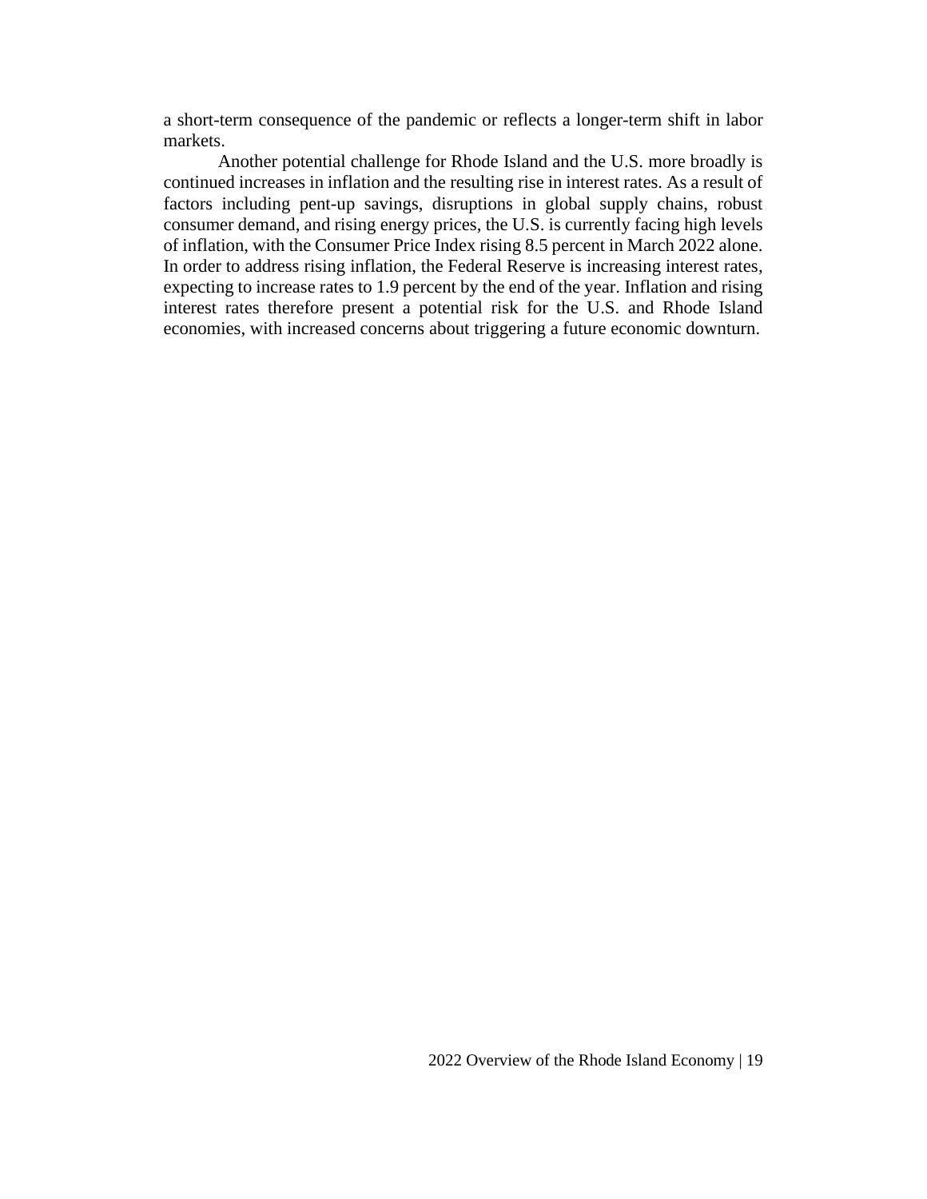a short-term consequence of the pandemic or reflects a longer-term shift in labor markets.

Another potential challenge for Rhode Island and the U.S. more broadly is continued increases in inflation and the resulting rise in interest rates. As a result of factors including pent-up savings, disruptions in global supply chains, robust consumer demand, and rising energy prices, the U.S. is currently facing high levels of inflation, with the Consumer Price Index rising 8.5 percent in March 2022 alone. In order to address rising inflation, the Federal Reserve is increasing interest rates, expecting to increase rates to 1.9 percent by the end of the year. Inflation and rising interest rates therefore present a potential risk for the U.S. and Rhode Island economies, with increased concerns about triggering a future economic downturn.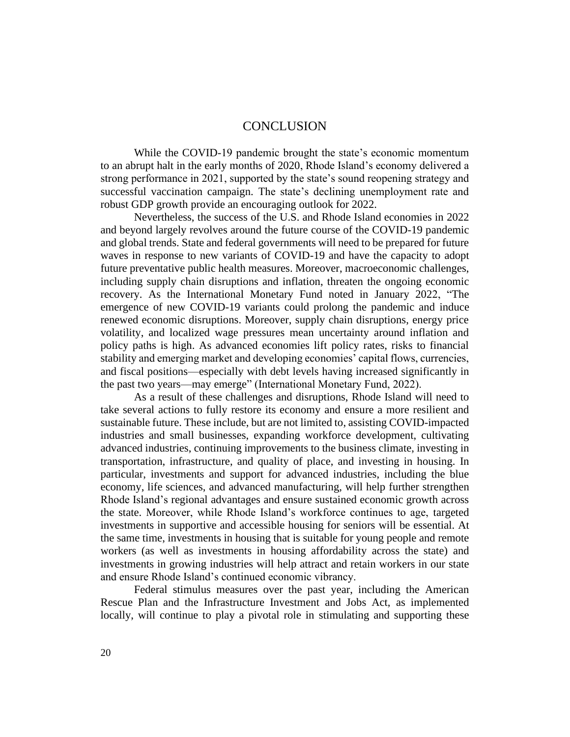# CONCLUSION

While the COVID-19 pandemic brought the state's economic momentum to an abrupt halt in the early months of 2020, Rhode Island's economy delivered a strong performance in 2021, supported by the state's sound reopening strategy and successful vaccination campaign. The state's declining unemployment rate and robust GDP growth provide an encouraging outlook for 2022.

Nevertheless, the success of the U.S. and Rhode Island economies in 2022 and beyond largely revolves around the future course of the COVID-19 pandemic and global trends. State and federal governments will need to be prepared for future waves in response to new variants of COVID-19 and have the capacity to adopt future preventative public health measures. Moreover, macroeconomic challenges, including supply chain disruptions and inflation, threaten the ongoing economic recovery. As the International Monetary Fund noted in January 2022, "The emergence of new COVID-19 variants could prolong the pandemic and induce renewed economic disruptions. Moreover, supply chain disruptions, energy price volatility, and localized wage pressures mean uncertainty around inflation and policy paths is high. As advanced economies lift policy rates, risks to financial stability and emerging market and developing economies' capital flows, currencies, and fiscal positions—especially with debt levels having increased significantly in the past two years—may emerge" (International Monetary Fund, 2022).

As a result of these challenges and disruptions, Rhode Island will need to take several actions to fully restore its economy and ensure a more resilient and sustainable future. These include, but are not limited to, assisting COVID-impacted industries and small businesses, expanding workforce development, cultivating advanced industries, continuing improvements to the business climate, investing in transportation, infrastructure, and quality of place, and investing in housing. In particular, investments and support for advanced industries, including the blue economy, life sciences, and advanced manufacturing, will help further strengthen Rhode Island's regional advantages and ensure sustained economic growth across the state. Moreover, while Rhode Island's workforce continues to age, targeted investments in supportive and accessible housing for seniors will be essential. At the same time, investments in housing that is suitable for young people and remote workers (as well as investments in housing affordability across the state) and investments in growing industries will help attract and retain workers in our state and ensure Rhode Island's continued economic vibrancy.

Federal stimulus measures over the past year, including the American Rescue Plan and the Infrastructure Investment and Jobs Act, as implemented locally, will continue to play a pivotal role in stimulating and supporting these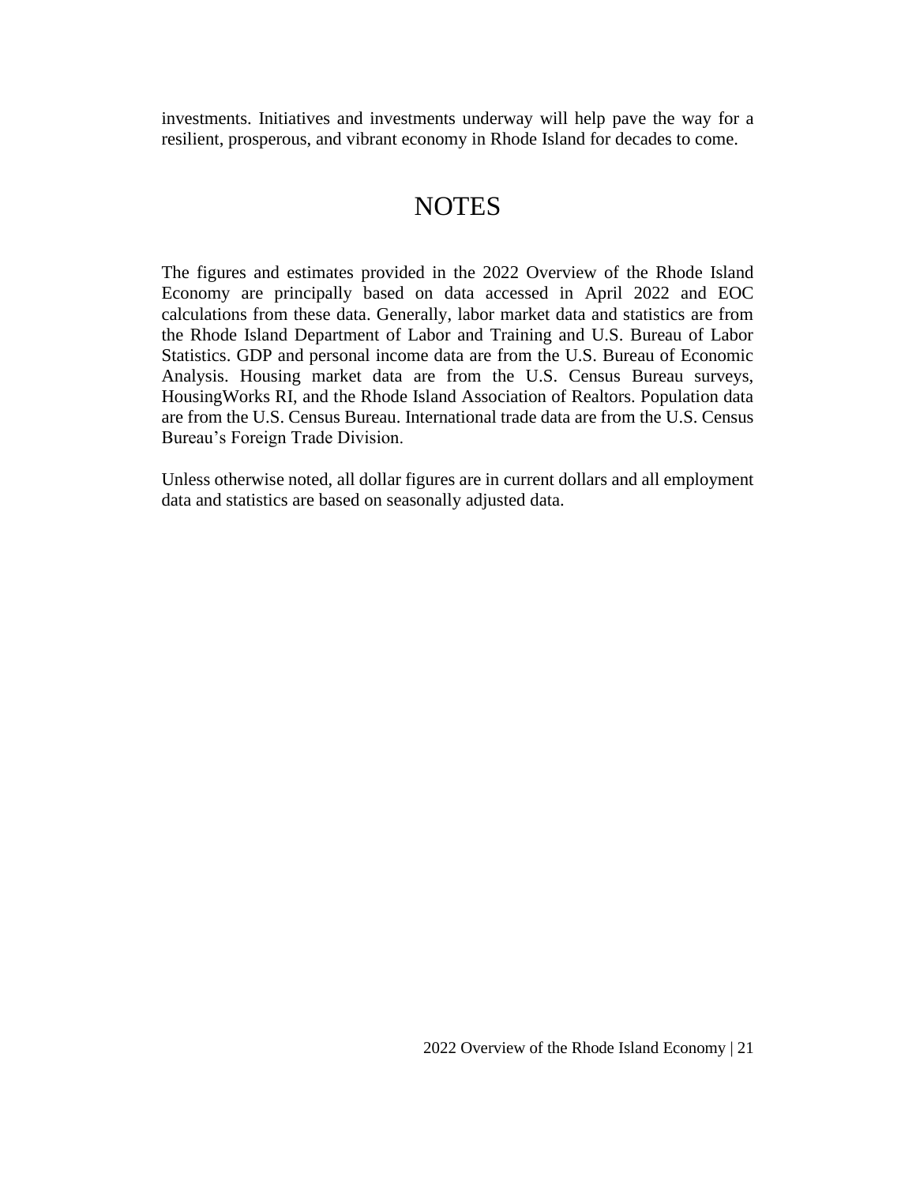investments. Initiatives and investments underway will help pave the way for a resilient, prosperous, and vibrant economy in Rhode Island for decades to come.

# NOTES

The figures and estimates provided in the 2022 Overview of the Rhode Island Economy are principally based on data accessed in April 2022 and EOC calculations from these data. Generally, labor market data and statistics are from the Rhode Island Department of Labor and Training and U.S. Bureau of Labor Statistics. GDP and personal income data are from the U.S. Bureau of Economic Analysis. Housing market data are from the U.S. Census Bureau surveys, HousingWorks RI, and the Rhode Island Association of Realtors. Population data are from the U.S. Census Bureau. International trade data are from the U.S. Census Bureau's Foreign Trade Division.

Unless otherwise noted, all dollar figures are in current dollars and all employment data and statistics are based on seasonally adjusted data.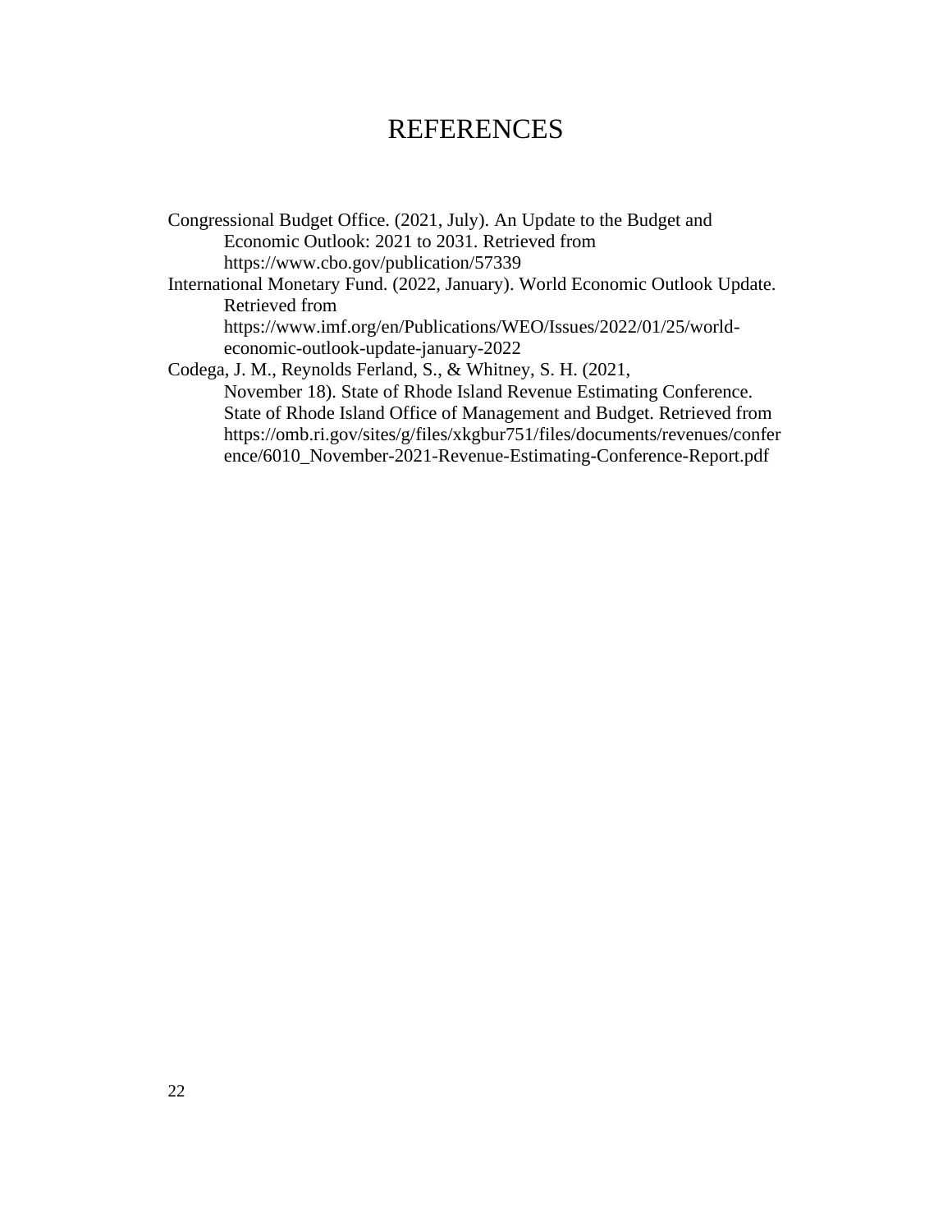# REFERENCES

Congressional Budget Office. (2021, July). An Update to the Budget and Economic Outlook: 2021 to 2031. Retrieved from https://www.cbo.gov/publication/57339

International Monetary Fund. (2022, January). World Economic Outlook Update. Retrieved from https://www.imf.org/en/Publications/WEO/Issues/2022/01/25/world-economic-outlook-update-january-2022

Codega, J. M., Reynolds Ferland, S., & Whitney, S. H. (2021, November 18). State of Rhode Island Revenue Estimating Conference. State of Rhode Island Office of Management and Budget. Retrieved from https://omb.ri.gov/sites/g/files/xkgbur751/files/documents/revenues/conference/6010_November-2021-Revenue-Estimating-Conference-Report.pdf